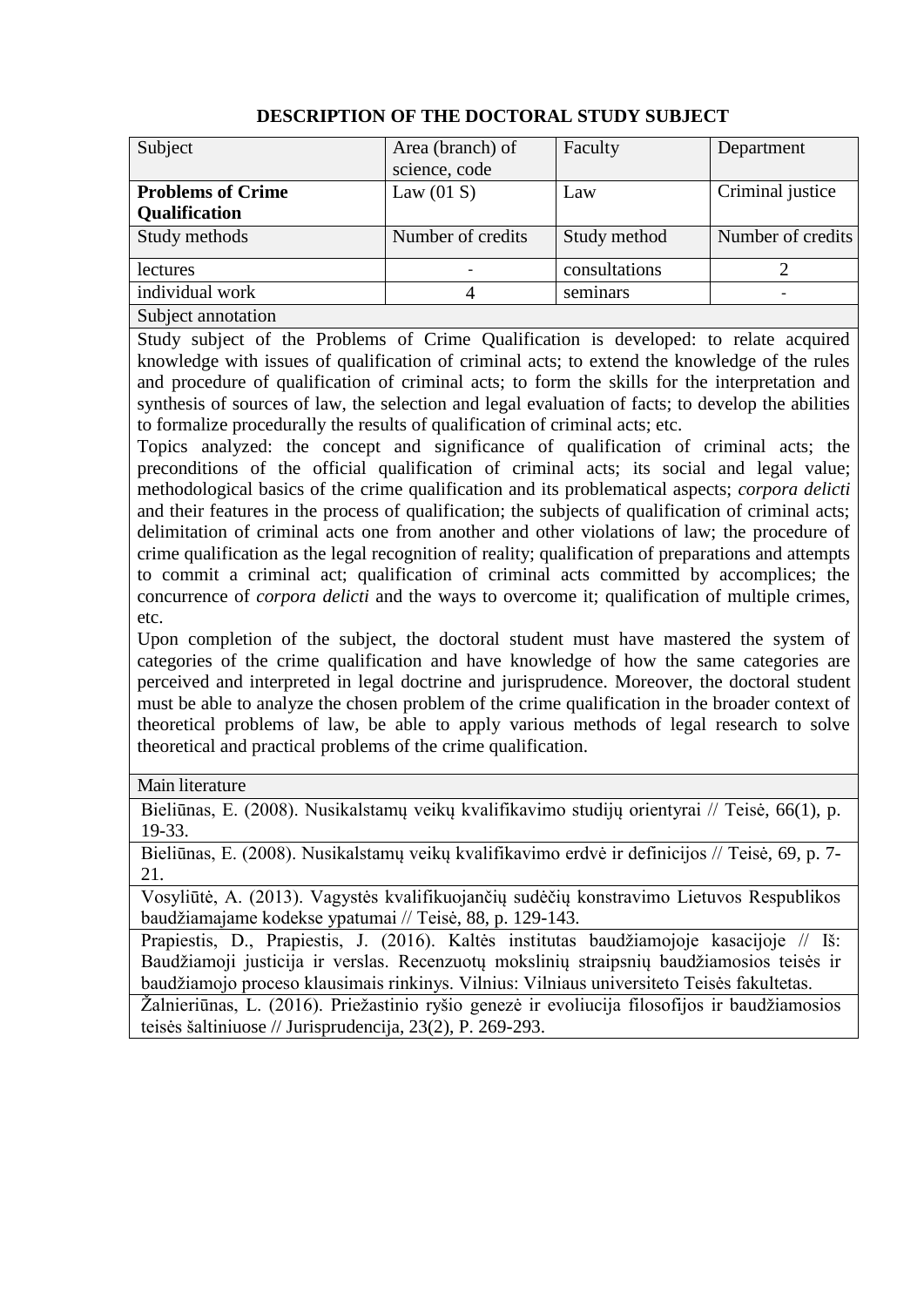# DESCRIPTION OF THE DOCTORAL STUDY SUBJECT

| Subject | Area (branch) of science, code | Faculty | Department |
|---|---|---|---|
| **Problems of Crime Qualification** | Law (01 S) | Law | Criminal justice |
| Study methods | Number of credits | Study method | Number of credits |
| lectures | - | consultations | 2 |
| individual work | 4 | seminars | - |

**Subject annotation**

Study subject of the Problems of Crime Qualification is developed: to relate acquired knowledge with issues of qualification of criminal acts; to extend the knowledge of the rules and procedure of qualification of criminal acts; to form the skills for the interpretation and synthesis of sources of law, the selection and legal evaluation of facts; to develop the abilities to formalize procedurally the results of qualification of criminal acts; etc.

Topics analyzed: the concept and significance of qualification of criminal acts; the preconditions of the official qualification of criminal acts; its social and legal value; methodological basics of the crime qualification and its problematical aspects; *corpora delicti* and their features in the process of qualification; the subjects of qualification of criminal acts; delimitation of criminal acts one from another and other violations of law; the procedure of crime qualification as the legal recognition of reality; qualification of preparations and attempts to commit a criminal act; qualification of criminal acts committed by accomplices; the concurrence of *corpora delicti* and the ways to overcome it; qualification of multiple crimes, etc.

Upon completion of the subject, the doctoral student must have mastered the system of categories of the crime qualification and have knowledge of how the same categories are perceived and interpreted in legal doctrine and jurisprudence. Moreover, the doctoral student must be able to analyze the chosen problem of the crime qualification in the broader context of theoretical problems of law, be able to apply various methods of legal research to solve theoretical and practical problems of the crime qualification.

**Main literature**

- Bieliūnas, E. (2008). Nusikalstamų veikų kvalifikavimo studijų orientyrai // Teisė, 66(1), p. 19-33.
- Bieliūnas, E. (2008). Nusikalstamų veikų kvalifikavimo erdvė ir definicijos // Teisė, 69, p. 7-21.
- Vosyliūtė, A. (2013). Vagystės kvalifikuojančių sudėčių konstravimo Lietuvos Respublikos baudžiamajame kodekse ypatumai // Teisė, 88, p. 129-143.
- Prapiestis, D., Prapiestis, J. (2016). Kaltės institutas baudžiamojoje kasacijoje // Iš: Baudžiamoji justicija ir verslas. Recenzuotų mokslinių straipsnių baudžiamosios teisės ir baudžiamojo proceso klausimais rinkinys. Vilnius: Vilniaus universiteto Teisės fakultetas.
- Žalnieriūnas, L. (2016). Priežastinio ryšio genezė ir evoliucija filosofijos ir baudžiamosios teisės šaltiniuose // Jurisprudencija, 23(2), P. 269-293.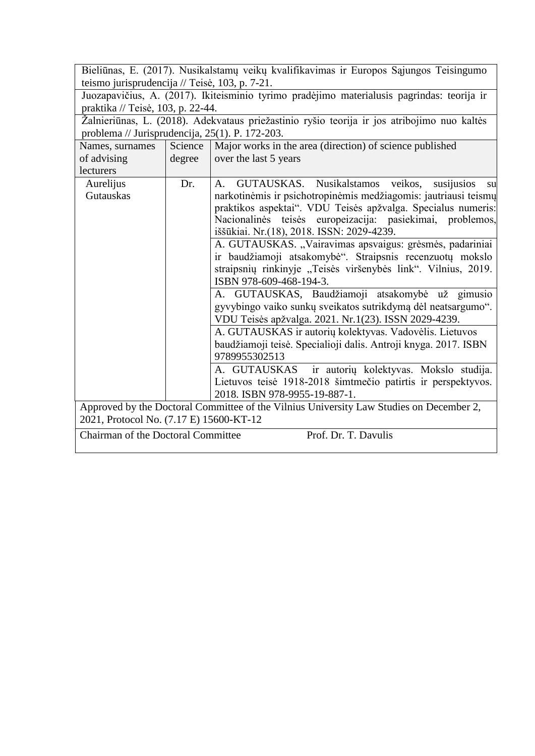| | | |
|---|---|---|
| Bieliūnas, E. (2017). Nusikalstamų veikų kvalifikavimas ir Europos Sąjungos Teisingumo teismo jurisprudencija // Teisė, 103, p. 7-21. | | |
| Juozapavičius, A. (2017). Ikiteisminio tyrimo pradėjimo materialusis pagrindas: teorija ir praktika // Teisė, 103, p. 22-44. | | |
| Žalnieriūnas, L. (2018). Adekvataus priežastinio ryšio teorija ir jos atribojimo nuo kaltės problema // Jurisprudencija, 25(1). P. 172-203. | | |
| Names, surnames of advising lecturers | Science degree | Major works in the area (direction) of science published over the last 5 years |
| Aurelijus Gutauskas | Dr. | A. GUTAUSKAS. Nusikalstamos veikos, susijusios su narkotinėmis ir psichotropinėmis medžiagomis: jautriausi teismų praktikos aspektai". VDU Teisės apžvalga. Specialus numeris: Nacionalinės teisės europeizacija: pasiekimai, problemos, iššūkiai. Nr.(18), 2018. ISSN: 2029-4239. |
| | | A. GUTAUSKAS. „Vairavimas apsvaigus: grėsmės, padariniai ir baudžiamoji atsakomybė". Straipsnis recenzuotų mokslo straipsnių rinkinyje „Teisės viršenybės link". Vilnius, 2019. ISBN 978-609-468-194-3. |
| | | A. GUTAUSKAS, Baudžiamoji atsakomybė už gimusio gyvybingo vaiko sunkų sveikatos sutrikdymą dėl neatsargumo". VDU Teisės apžvalga. 2021. Nr.1(23). ISSN 2029-4239. |
| | | A. GUTAUSKAS ir autorių kolektyvas. Vadovėlis. Lietuvos baudžiamoji teisė. Specialioji dalis. Antroji knyga. 2017. ISBN 9789955302513 |
| | | A. GUTAUSKAS ir autorių kolektyvas. Mokslo studija. Lietuvos teisė 1918-2018 šimtmečio patirtis ir perspektyvos. 2018. ISBN 978-9955-19-887-1. |
| Approved by the Doctoral Committee of the Vilnius University Law Studies on December 2, 2021, Protocol No. (7.17 E) 15600-KT-12 | | |
| Chairman of the Doctoral Committee Prof. Dr. T. Davulis | | |